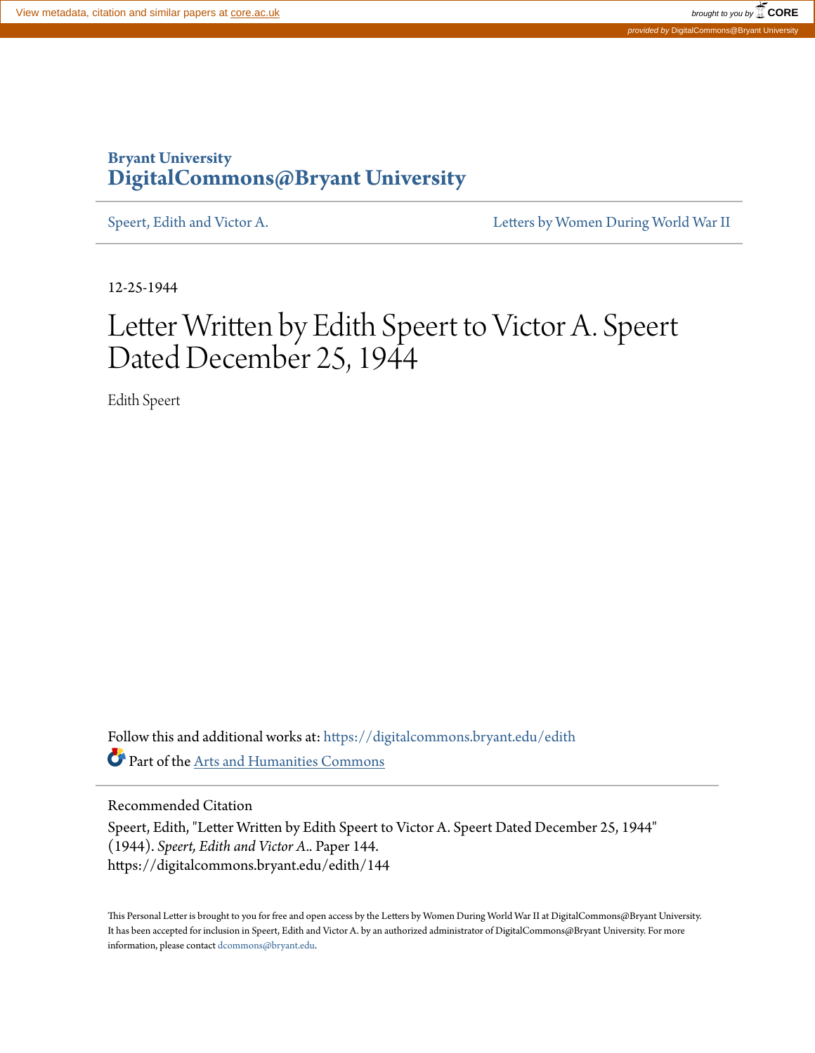View metadata, citation and similar papers at core.ac.uk

brought to you by CORE

provided by DigitalCommons@Bryant University

**Bryant University**
**DigitalCommons@Bryant University**

Speert, Edith and Victor A. | Letters by Women During World War II

12-25-1944

# Letter Written by Edith Speert to Victor A. Speert Dated December 25, 1944

Edith Speert

Follow this and additional works at: https://digitalcommons.bryant.edu/edith

Part of the Arts and Humanities Commons

Recommended Citation

Speert, Edith, "Letter Written by Edith Speert to Victor A. Speert Dated December 25, 1944" (1944). *Speert, Edith and Victor A.*. Paper 144.
https://digitalcommons.bryant.edu/edith/144

This Personal Letter is brought to you for free and open access by the Letters by Women During World War II at DigitalCommons@Bryant University. It has been accepted for inclusion in Speert, Edith and Victor A. by an authorized administrator of DigitalCommons@Bryant University. For more information, please contact dcommons@bryant.edu.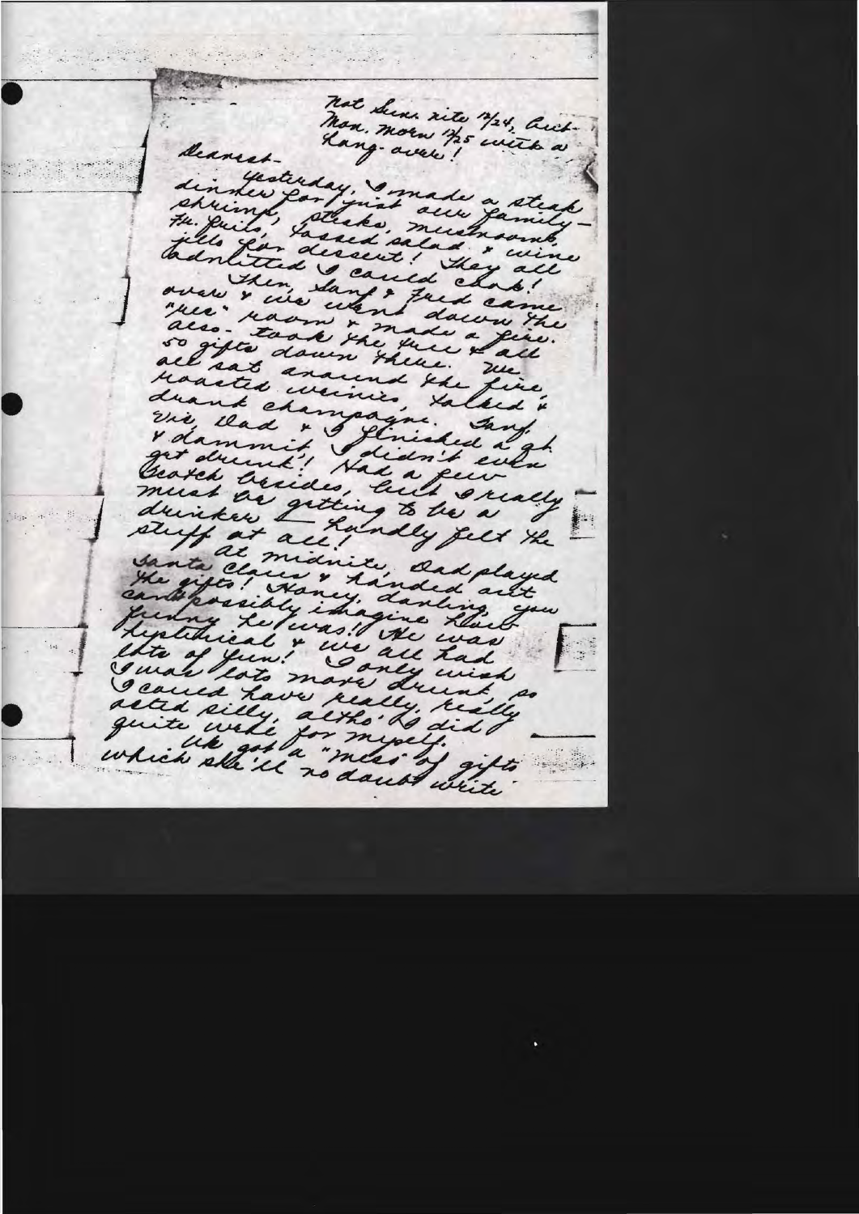Not Sun. nite 12/24, but Mon. morn 12/25 with a hang-over!

Dearest-

Yesterday, I made a steak dinner for just our family—shrimp, steaks, mushrooms, Fr. fries, tossed salad & wine jello for dessert! They all admitted I could cook!

Then, Sanf & Fred came over & we went down the "rec" room & made a fire. also-took the tree & all 50 gifts down there. We all sat around the fire, roasted weinies, talked & drank champagne. Sanf, Vic, Dad & I finished a qt. & dammit I didn't even get drunk! Had a few Scotch besides, but I really must be getting to be a drinker — hardly felt the stuff at all!

At midnite, Dad played Santa Claus & handed out the gifts! Honey, darling, you can't possibly imagine how funny he was!! He was hysterical & we all had lots of fun! I only wish I was lots more drunk, so I could have really, really acted silly, altho' I did quite well for myself.

Vic got a "mess" of gifts which she'll no doubt write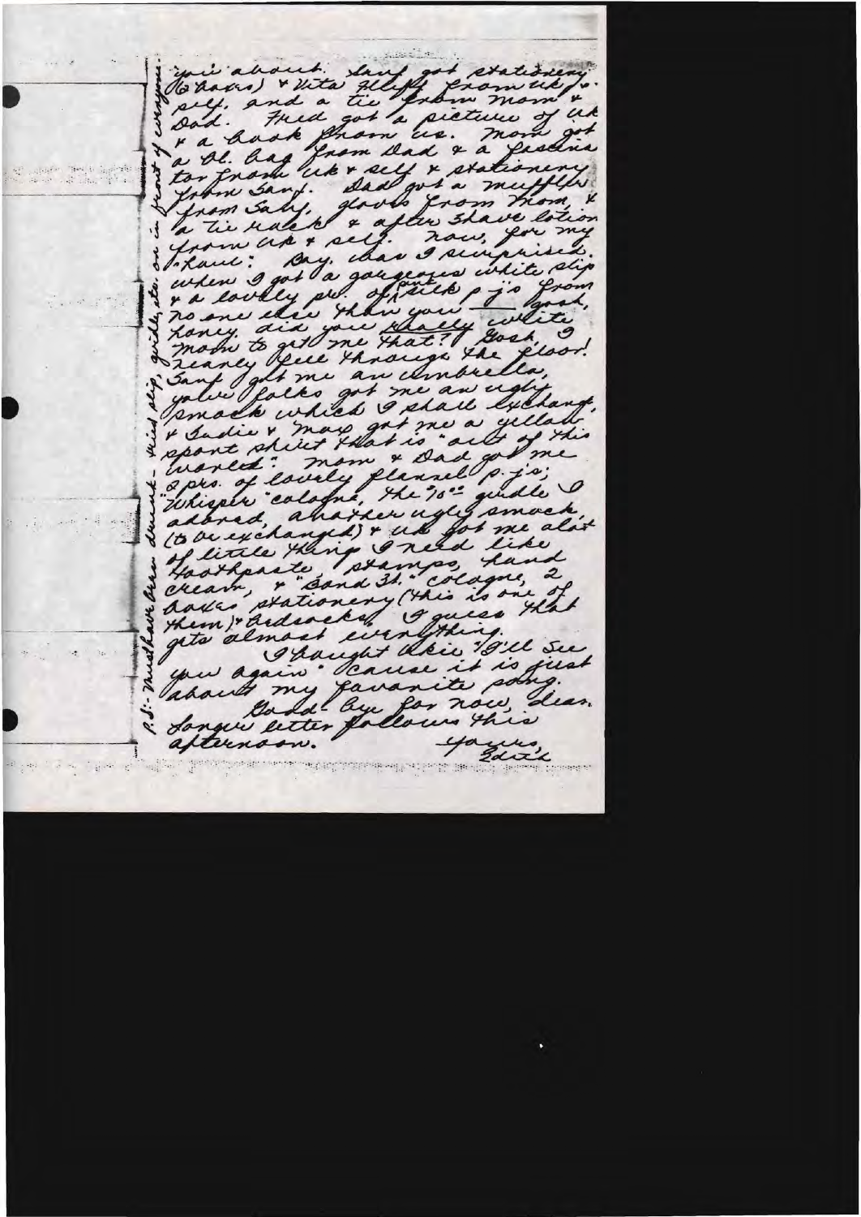you about. Sanf got stationery (6 boxes) + Vita Fluff from uk + self, and a tie from mom + Dad. Fred got a picture of uk + a book from us. Mom got a pl. bag from Dad + a fascinator from uk + self + stationery from Sany. Dad got a muffler from Saby, gloves from mom, + a tie rack + after shave lotion from uk + self. Now, for my haul: Boy, was I surprised when I got a gorgeous white slip + a lovely pr. of white silk p-j's from no one else than you — gosh, honey, did you really write mom to get me that? Gosh, I nearly fell through the floor! Sanf got me an umbrella, your folks got me an ugly smock which I shall exchange, + Sadie + mac got me a yellow sport shirt that is "out of this world". Mom + Dad got me 2 prs. of lovely flannel p.j's; "Whisper" cologne, the 70¢ girdle I adored, another ugly smock (to be exchanged) + uk got me a lot of little things I need like toothpaste, stamps, hand cream, + "Sand 31" cologne, 2 boxes stationery (this is one of them) + hankies. I guess that gets almost everything.

I bought "Till I'll See you again" 'cause it is just about my favorite song.

Good-bye for now, dear. Longer letter follows this afternoon.

Yours,
Edith

P.S.: Must have been drunk - wrid slip, girdle, etc. on in front of everyone.